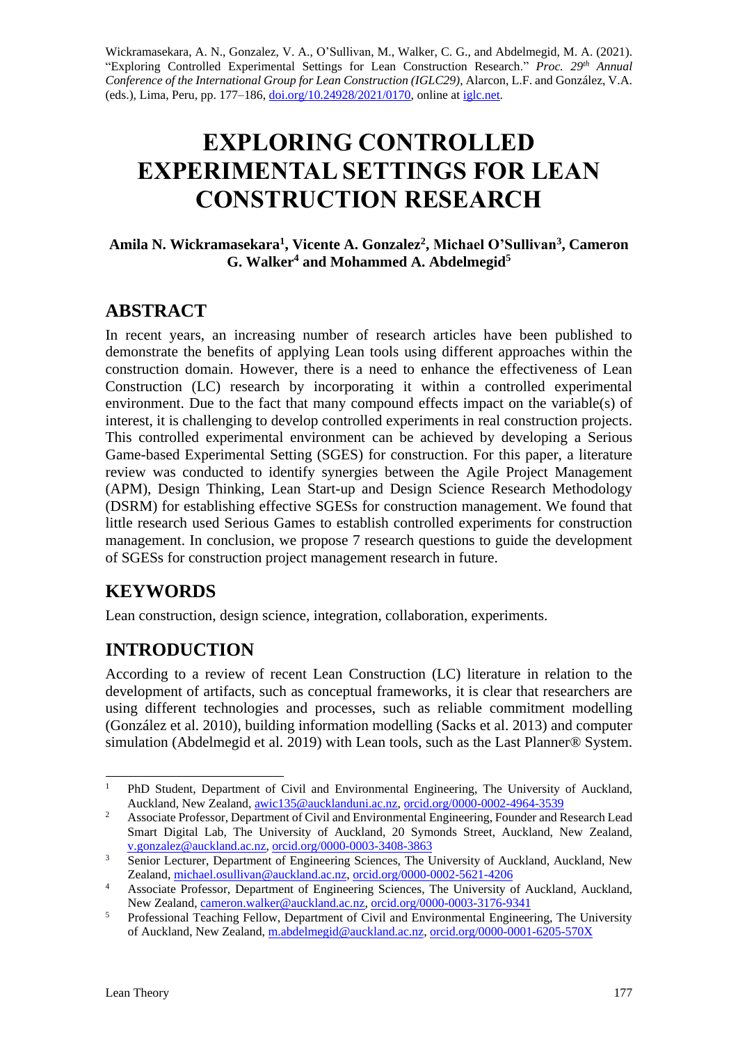Wickramasekara, A. N., Gonzalez, V. A., O'Sullivan, M., Walker, C. G., and Abdelmegid, M. A. (2021). "Exploring Controlled Experimental Settings for Lean Construction Research." *Proc. 29th Annual Conference of the International Group for Lean Construction (IGLC29),* Alarcon, L.F. and González, V.A. (eds.), Lima, Peru, pp. 177–186, doi.org/10.24928/2021/0170, online at iglc.net.

# EXPLORING CONTROLLED EXPERIMENTAL SETTINGS FOR LEAN CONSTRUCTION RESEARCH

**Amila N. Wickramasekara[1], Vicente A. Gonzalez[2], Michael O'Sullivan[3], Cameron G. Walker[4] and Mohammed A. Abdelmegid[5]**

## ABSTRACT

In recent years, an increasing number of research articles have been published to demonstrate the benefits of applying Lean tools using different approaches within the construction domain. However, there is a need to enhance the effectiveness of Lean Construction (LC) research by incorporating it within a controlled experimental environment. Due to the fact that many compound effects impact on the variable(s) of interest, it is challenging to develop controlled experiments in real construction projects. This controlled experimental environment can be achieved by developing a Serious Game-based Experimental Setting (SGES) for construction. For this paper, a literature review was conducted to identify synergies between the Agile Project Management (APM), Design Thinking, Lean Start-up and Design Science Research Methodology (DSRM) for establishing effective SGESs for construction management. We found that little research used Serious Games to establish controlled experiments for construction management. In conclusion, we propose 7 research questions to guide the development of SGESs for construction project management research in future.

## KEYWORDS

Lean construction, design science, integration, collaboration, experiments.

## INTRODUCTION

According to a review of recent Lean Construction (LC) literature in relation to the development of artifacts, such as conceptual frameworks, it is clear that researchers are using different technologies and processes, such as reliable commitment modelling (González et al. 2010), building information modelling (Sacks et al. 2013) and computer simulation (Abdelmegid et al. 2019) with Lean tools, such as the Last Planner® System.

[1] PhD Student, Department of Civil and Environmental Engineering, The University of Auckland, Auckland, New Zealand, awic135@aucklanduni.ac.nz, orcid.org/0000-0002-4964-3539

[2] Associate Professor, Department of Civil and Environmental Engineering, Founder and Research Lead Smart Digital Lab, The University of Auckland, 20 Symonds Street, Auckland, New Zealand, v.gonzalez@auckland.ac.nz, orcid.org/0000-0003-3408-3863

[3] Senior Lecturer, Department of Engineering Sciences, The University of Auckland, Auckland, New Zealand, michael.osullivan@auckland.ac.nz, orcid.org/0000-0002-5621-4206

[4] Associate Professor, Department of Engineering Sciences, The University of Auckland, Auckland, New Zealand, cameron.walker@auckland.ac.nz, orcid.org/0000-0003-3176-9341

[5] Professional Teaching Fellow, Department of Civil and Environmental Engineering, The University of Auckland, New Zealand, m.abdelmegid@auckland.ac.nz, orcid.org/0000-0001-6205-570X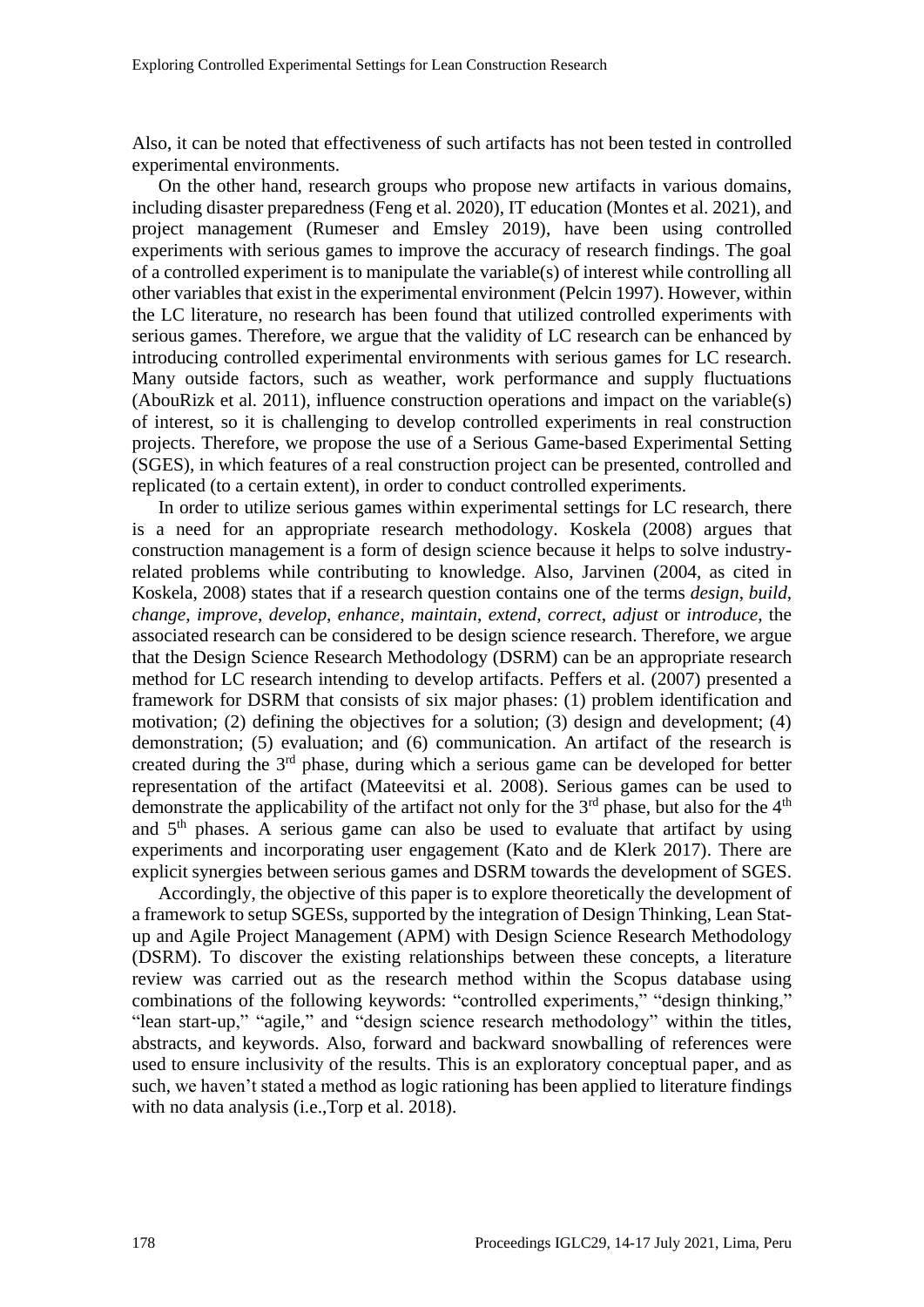Also, it can be noted that effectiveness of such artifacts has not been tested in controlled experimental environments.

On the other hand, research groups who propose new artifacts in various domains, including disaster preparedness (Feng et al. 2020), IT education (Montes et al. 2021), and project management (Rumeser and Emsley 2019), have been using controlled experiments with serious games to improve the accuracy of research findings. The goal of a controlled experiment is to manipulate the variable(s) of interest while controlling all other variables that exist in the experimental environment (Pelcin 1997). However, within the LC literature, no research has been found that utilized controlled experiments with serious games. Therefore, we argue that the validity of LC research can be enhanced by introducing controlled experimental environments with serious games for LC research. Many outside factors, such as weather, work performance and supply fluctuations (AbouRizk et al. 2011), influence construction operations and impact on the variable(s) of interest, so it is challenging to develop controlled experiments in real construction projects. Therefore, we propose the use of a Serious Game-based Experimental Setting (SGES), in which features of a real construction project can be presented, controlled and replicated (to a certain extent), in order to conduct controlled experiments.

In order to utilize serious games within experimental settings for LC research, there is a need for an appropriate research methodology. Koskela (2008) argues that construction management is a form of design science because it helps to solve industry-related problems while contributing to knowledge. Also, Jarvinen (2004, as cited in Koskela, 2008) states that if a research question contains one of the terms *design*, *build*, *change*, *improve*, *develop*, *enhance*, *maintain*, *extend*, *correct*, *adjust* or *introduce*, the associated research can be considered to be design science research. Therefore, we argue that the Design Science Research Methodology (DSRM) can be an appropriate research method for LC research intending to develop artifacts. Peffers et al. (2007) presented a framework for DSRM that consists of six major phases: (1) problem identification and motivation; (2) defining the objectives for a solution; (3) design and development; (4) demonstration; (5) evaluation; and (6) communication. An artifact of the research is created during the 3rd phase, during which a serious game can be developed for better representation of the artifact (Mateevitsi et al. 2008). Serious games can be used to demonstrate the applicability of the artifact not only for the 3rd phase, but also for the 4th and 5th phases. A serious game can also be used to evaluate that artifact by using experiments and incorporating user engagement (Kato and de Klerk 2017). There are explicit synergies between serious games and DSRM towards the development of SGES.

Accordingly, the objective of this paper is to explore theoretically the development of a framework to setup SGESs, supported by the integration of Design Thinking, Lean Start-up and Agile Project Management (APM) with Design Science Research Methodology (DSRM). To discover the existing relationships between these concepts, a literature review was carried out as the research method within the Scopus database using combinations of the following keywords: "controlled experiments," "design thinking," "lean start-up," "agile," and "design science research methodology" within the titles, abstracts, and keywords. Also, forward and backward snowballing of references were used to ensure inclusivity of the results. This is an exploratory conceptual paper, and as such, we haven't stated a method as logic rationing has been applied to literature findings with no data analysis (i.e.,Torp et al. 2018).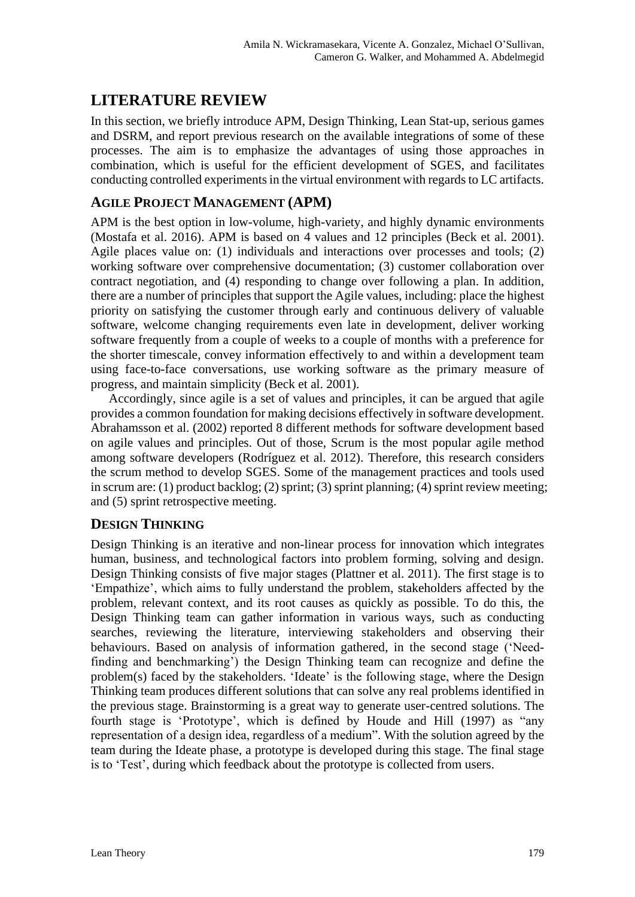## LITERATURE REVIEW

In this section, we briefly introduce APM, Design Thinking, Lean Stat-up, serious games and DSRM, and report previous research on the available integrations of some of these processes. The aim is to emphasize the advantages of using those approaches in combination, which is useful for the efficient development of SGES, and facilitates conducting controlled experiments in the virtual environment with regards to LC artifacts.

### AGILE PROJECT MANAGEMENT (APM)

APM is the best option in low-volume, high-variety, and highly dynamic environments (Mostafa et al. 2016). APM is based on 4 values and 12 principles (Beck et al. 2001). Agile places value on: (1) individuals and interactions over processes and tools; (2) working software over comprehensive documentation; (3) customer collaboration over contract negotiation, and (4) responding to change over following a plan. In addition, there are a number of principles that support the Agile values, including: place the highest priority on satisfying the customer through early and continuous delivery of valuable software, welcome changing requirements even late in development, deliver working software frequently from a couple of weeks to a couple of months with a preference for the shorter timescale, convey information effectively to and within a development team using face-to-face conversations, use working software as the primary measure of progress, and maintain simplicity (Beck et al. 2001).

Accordingly, since agile is a set of values and principles, it can be argued that agile provides a common foundation for making decisions effectively in software development. Abrahamsson et al. (2002) reported 8 different methods for software development based on agile values and principles. Out of those, Scrum is the most popular agile method among software developers (Rodríguez et al. 2012). Therefore, this research considers the scrum method to develop SGES. Some of the management practices and tools used in scrum are: (1) product backlog; (2) sprint; (3) sprint planning; (4) sprint review meeting; and (5) sprint retrospective meeting.

### DESIGN THINKING

Design Thinking is an iterative and non-linear process for innovation which integrates human, business, and technological factors into problem forming, solving and design. Design Thinking consists of five major stages (Plattner et al. 2011). The first stage is to 'Empathize', which aims to fully understand the problem, stakeholders affected by the problem, relevant context, and its root causes as quickly as possible. To do this, the Design Thinking team can gather information in various ways, such as conducting searches, reviewing the literature, interviewing stakeholders and observing their behaviours. Based on analysis of information gathered, in the second stage ('Need-finding and benchmarking') the Design Thinking team can recognize and define the problem(s) faced by the stakeholders. 'Ideate' is the following stage, where the Design Thinking team produces different solutions that can solve any real problems identified in the previous stage. Brainstorming is a great way to generate user-centred solutions. The fourth stage is 'Prototype', which is defined by Houde and Hill (1997) as "any representation of a design idea, regardless of a medium". With the solution agreed by the team during the Ideate phase, a prototype is developed during this stage. The final stage is to 'Test', during which feedback about the prototype is collected from users.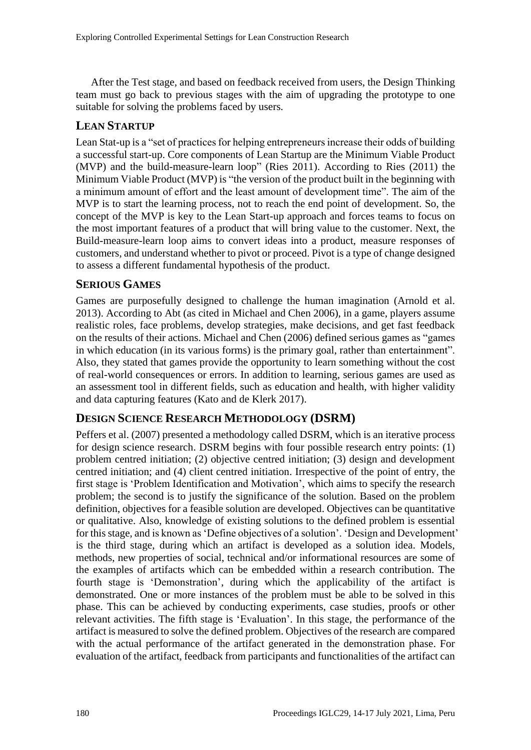After the Test stage, and based on feedback received from users, the Design Thinking team must go back to previous stages with the aim of upgrading the prototype to one suitable for solving the problems faced by users.

## LEAN STARTUP

Lean Stat-up is a "set of practices for helping entrepreneurs increase their odds of building a successful start-up. Core components of Lean Startup are the Minimum Viable Product (MVP) and the build-measure-learn loop" (Ries 2011). According to Ries (2011) the Minimum Viable Product (MVP) is "the version of the product built in the beginning with a minimum amount of effort and the least amount of development time". The aim of the MVP is to start the learning process, not to reach the end point of development. So, the concept of the MVP is key to the Lean Start-up approach and forces teams to focus on the most important features of a product that will bring value to the customer. Next, the Build-measure-learn loop aims to convert ideas into a product, measure responses of customers, and understand whether to pivot or proceed. Pivot is a type of change designed to assess a different fundamental hypothesis of the product.

## SERIOUS GAMES

Games are purposefully designed to challenge the human imagination (Arnold et al. 2013). According to Abt (as cited in Michael and Chen 2006), in a game, players assume realistic roles, face problems, develop strategies, make decisions, and get fast feedback on the results of their actions. Michael and Chen (2006) defined serious games as "games in which education (in its various forms) is the primary goal, rather than entertainment". Also, they stated that games provide the opportunity to learn something without the cost of real-world consequences or errors. In addition to learning, serious games are used as an assessment tool in different fields, such as education and health, with higher validity and data capturing features (Kato and de Klerk 2017).

## DESIGN SCIENCE RESEARCH METHODOLOGY (DSRM)

Peffers et al. (2007) presented a methodology called DSRM, which is an iterative process for design science research. DSRM begins with four possible research entry points: (1) problem centred initiation; (2) objective centred initiation; (3) design and development centred initiation; and (4) client centred initiation. Irrespective of the point of entry, the first stage is 'Problem Identification and Motivation', which aims to specify the research problem; the second is to justify the significance of the solution. Based on the problem definition, objectives for a feasible solution are developed. Objectives can be quantitative or qualitative. Also, knowledge of existing solutions to the defined problem is essential for this stage, and is known as 'Define objectives of a solution'. 'Design and Development' is the third stage, during which an artifact is developed as a solution idea. Models, methods, new properties of social, technical and/or informational resources are some of the examples of artifacts which can be embedded within a research contribution. The fourth stage is 'Demonstration', during which the applicability of the artifact is demonstrated. One or more instances of the problem must be able to be solved in this phase. This can be achieved by conducting experiments, case studies, proofs or other relevant activities. The fifth stage is 'Evaluation'. In this stage, the performance of the artifact is measured to solve the defined problem. Objectives of the research are compared with the actual performance of the artifact generated in the demonstration phase. For evaluation of the artifact, feedback from participants and functionalities of the artifact can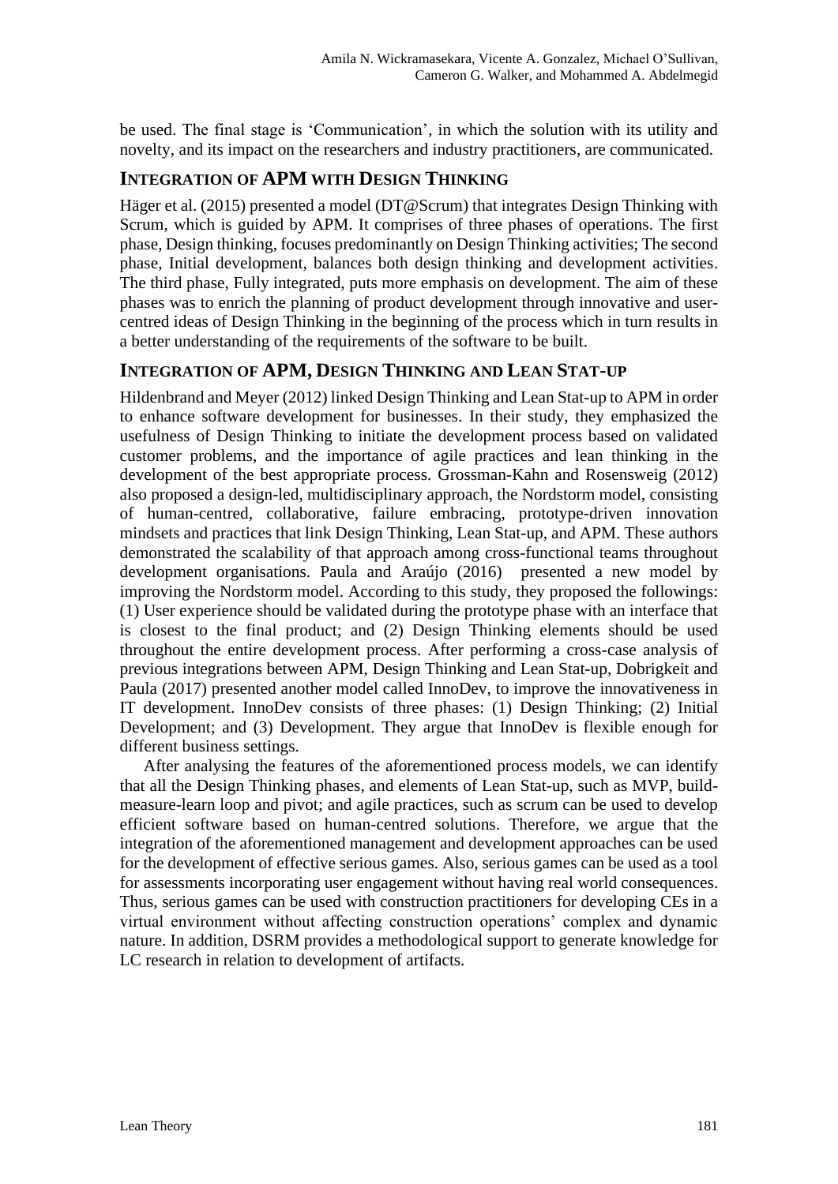be used. The final stage is 'Communication', in which the solution with its utility and novelty, and its impact on the researchers and industry practitioners, are communicated.

## INTEGRATION OF APM WITH DESIGN THINKING

Häger et al. (2015) presented a model (DT@Scrum) that integrates Design Thinking with Scrum, which is guided by APM. It comprises of three phases of operations. The first phase, Design thinking, focuses predominantly on Design Thinking activities; The second phase, Initial development, balances both design thinking and development activities. The third phase, Fully integrated, puts more emphasis on development. The aim of these phases was to enrich the planning of product development through innovative and user-centred ideas of Design Thinking in the beginning of the process which in turn results in a better understanding of the requirements of the software to be built.

## INTEGRATION OF APM, DESIGN THINKING AND LEAN STAT-UP

Hildenbrand and Meyer (2012) linked Design Thinking and Lean Stat-up to APM in order to enhance software development for businesses. In their study, they emphasized the usefulness of Design Thinking to initiate the development process based on validated customer problems, and the importance of agile practices and lean thinking in the development of the best appropriate process. Grossman-Kahn and Rosensweig (2012) also proposed a design-led, multidisciplinary approach, the Nordstorm model, consisting of human-centred, collaborative, failure embracing, prototype-driven innovation mindsets and practices that link Design Thinking, Lean Stat-up, and APM. These authors demonstrated the scalability of that approach among cross-functional teams throughout development organisations. Paula and Araújo (2016) presented a new model by improving the Nordstorm model. According to this study, they proposed the followings: (1) User experience should be validated during the prototype phase with an interface that is closest to the final product; and (2) Design Thinking elements should be used throughout the entire development process. After performing a cross-case analysis of previous integrations between APM, Design Thinking and Lean Stat-up, Dobrigkeit and Paula (2017) presented another model called InnoDev, to improve the innovativeness in IT development. InnoDev consists of three phases: (1) Design Thinking; (2) Initial Development; and (3) Development. They argue that InnoDev is flexible enough for different business settings.

After analysing the features of the aforementioned process models, we can identify that all the Design Thinking phases, and elements of Lean Stat-up, such as MVP, build-measure-learn loop and pivot; and agile practices, such as scrum can be used to develop efficient software based on human-centred solutions. Therefore, we argue that the integration of the aforementioned management and development approaches can be used for the development of effective serious games. Also, serious games can be used as a tool for assessments incorporating user engagement without having real world consequences. Thus, serious games can be used with construction practitioners for developing CEs in a virtual environment without affecting construction operations' complex and dynamic nature. In addition, DSRM provides a methodological support to generate knowledge for LC research in relation to development of artifacts.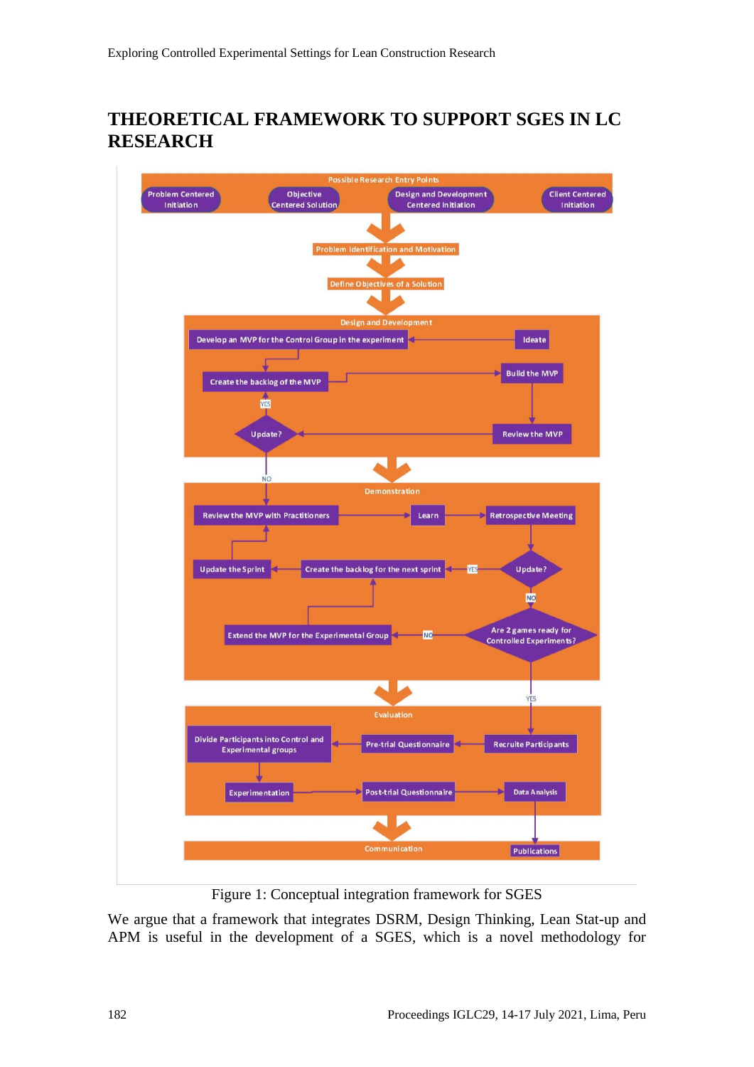## THEORETICAL FRAMEWORK TO SUPPORT SGES IN LC RESEARCH

Figure 1: Conceptual integration framework for SGES

We argue that a framework that integrates DSRM, Design Thinking, Lean Stat-up and APM is useful in the development of a SGES, which is a novel methodology for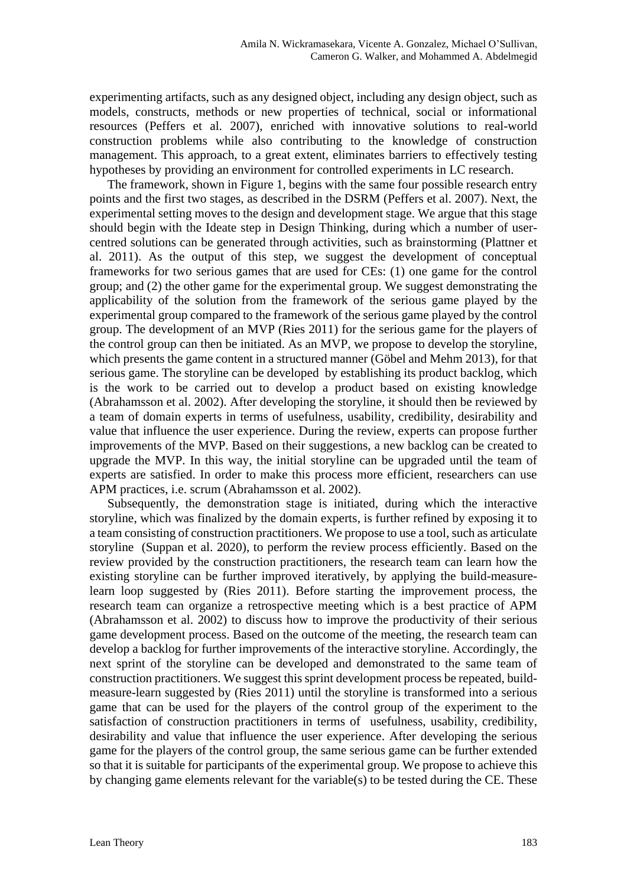experimenting artifacts, such as any designed object, including any design object, such as models, constructs, methods or new properties of technical, social or informational resources (Peffers et al. 2007), enriched with innovative solutions to real-world construction problems while also contributing to the knowledge of construction management. This approach, to a great extent, eliminates barriers to effectively testing hypotheses by providing an environment for controlled experiments in LC research.

The framework, shown in Figure 1, begins with the same four possible research entry points and the first two stages, as described in the DSRM (Peffers et al. 2007). Next, the experimental setting moves to the design and development stage. We argue that this stage should begin with the Ideate step in Design Thinking, during which a number of user-centred solutions can be generated through activities, such as brainstorming (Plattner et al. 2011). As the output of this step, we suggest the development of conceptual frameworks for two serious games that are used for CEs: (1) one game for the control group; and (2) the other game for the experimental group. We suggest demonstrating the applicability of the solution from the framework of the serious game played by the experimental group compared to the framework of the serious game played by the control group. The development of an MVP (Ries 2011) for the serious game for the players of the control group can then be initiated. As an MVP, we propose to develop the storyline, which presents the game content in a structured manner (Göbel and Mehm 2013), for that serious game. The storyline can be developed by establishing its product backlog, which is the work to be carried out to develop a product based on existing knowledge (Abrahamsson et al. 2002). After developing the storyline, it should then be reviewed by a team of domain experts in terms of usefulness, usability, credibility, desirability and value that influence the user experience. During the review, experts can propose further improvements of the MVP. Based on their suggestions, a new backlog can be created to upgrade the MVP. In this way, the initial storyline can be upgraded until the team of experts are satisfied. In order to make this process more efficient, researchers can use APM practices, i.e. scrum (Abrahamsson et al. 2002).

Subsequently, the demonstration stage is initiated, during which the interactive storyline, which was finalized by the domain experts, is further refined by exposing it to a team consisting of construction practitioners. We propose to use a tool, such as articulate storyline (Suppan et al. 2020), to perform the review process efficiently. Based on the review provided by the construction practitioners, the research team can learn how the existing storyline can be further improved iteratively, by applying the build-measure-learn loop suggested by (Ries 2011). Before starting the improvement process, the research team can organize a retrospective meeting which is a best practice of APM (Abrahamsson et al. 2002) to discuss how to improve the productivity of their serious game development process. Based on the outcome of the meeting, the research team can develop a backlog for further improvements of the interactive storyline. Accordingly, the next sprint of the storyline can be developed and demonstrated to the same team of construction practitioners. We suggest this sprint development process be repeated, build-measure-learn suggested by (Ries 2011) until the storyline is transformed into a serious game that can be used for the players of the control group of the experiment to the satisfaction of construction practitioners in terms of usefulness, usability, credibility, desirability and value that influence the user experience. After developing the serious game for the players of the control group, the same serious game can be further extended so that it is suitable for participants of the experimental group. We propose to achieve this by changing game elements relevant for the variable(s) to be tested during the CE. These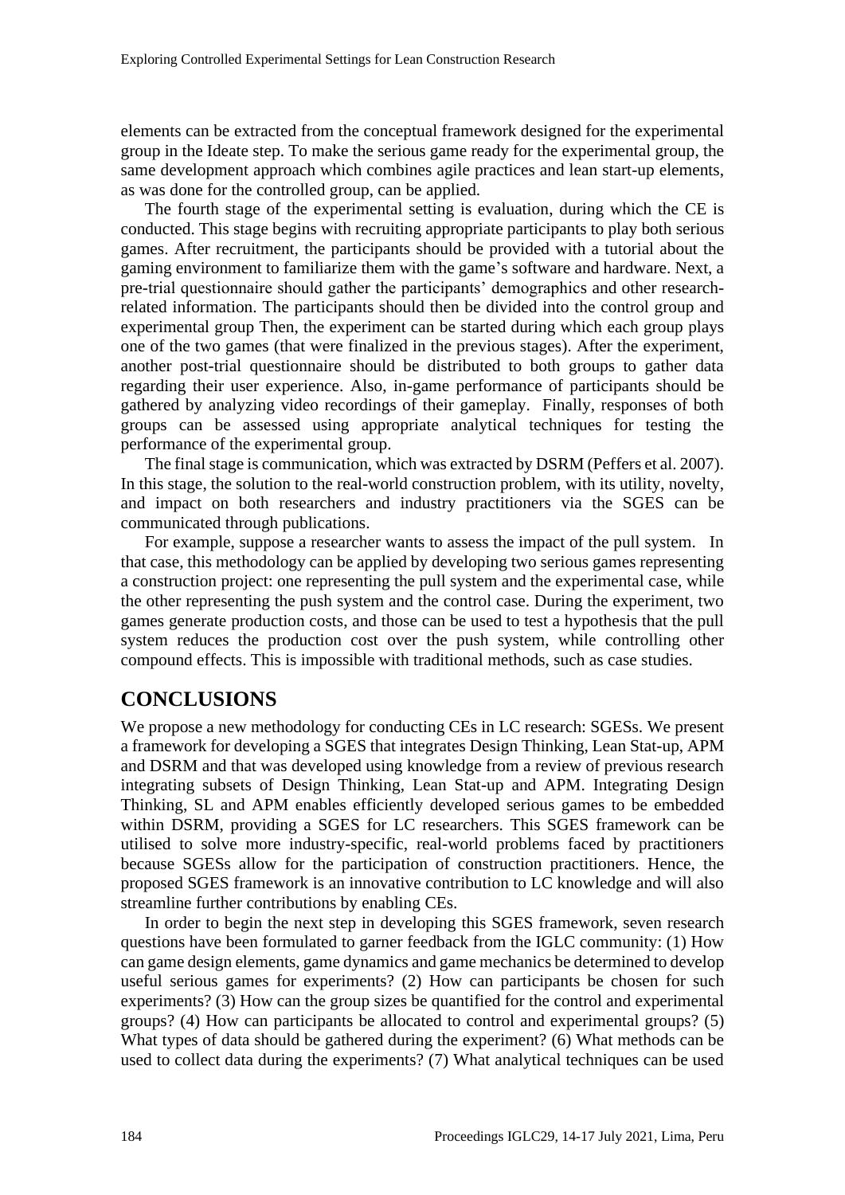elements can be extracted from the conceptual framework designed for the experimental group in the Ideate step. To make the serious game ready for the experimental group, the same development approach which combines agile practices and lean start-up elements, as was done for the controlled group, can be applied.

The fourth stage of the experimental setting is evaluation, during which the CE is conducted. This stage begins with recruiting appropriate participants to play both serious games. After recruitment, the participants should be provided with a tutorial about the gaming environment to familiarize them with the game's software and hardware. Next, a pre-trial questionnaire should gather the participants' demographics and other research-related information. The participants should then be divided into the control group and experimental group Then, the experiment can be started during which each group plays one of the two games (that were finalized in the previous stages). After the experiment, another post-trial questionnaire should be distributed to both groups to gather data regarding their user experience. Also, in-game performance of participants should be gathered by analyzing video recordings of their gameplay. Finally, responses of both groups can be assessed using appropriate analytical techniques for testing the performance of the experimental group.

The final stage is communication, which was extracted by DSRM (Peffers et al. 2007). In this stage, the solution to the real-world construction problem, with its utility, novelty, and impact on both researchers and industry practitioners via the SGES can be communicated through publications.

For example, suppose a researcher wants to assess the impact of the pull system. In that case, this methodology can be applied by developing two serious games representing a construction project: one representing the pull system and the experimental case, while the other representing the push system and the control case. During the experiment, two games generate production costs, and those can be used to test a hypothesis that the pull system reduces the production cost over the push system, while controlling other compound effects. This is impossible with traditional methods, such as case studies.

## CONCLUSIONS

We propose a new methodology for conducting CEs in LC research: SGESs. We present a framework for developing a SGES that integrates Design Thinking, Lean Stat-up, APM and DSRM and that was developed using knowledge from a review of previous research integrating subsets of Design Thinking, Lean Stat-up and APM. Integrating Design Thinking, SL and APM enables efficiently developed serious games to be embedded within DSRM, providing a SGES for LC researchers. This SGES framework can be utilised to solve more industry-specific, real-world problems faced by practitioners because SGESs allow for the participation of construction practitioners. Hence, the proposed SGES framework is an innovative contribution to LC knowledge and will also streamline further contributions by enabling CEs.

In order to begin the next step in developing this SGES framework, seven research questions have been formulated to garner feedback from the IGLC community: (1) How can game design elements, game dynamics and game mechanics be determined to develop useful serious games for experiments? (2) How can participants be chosen for such experiments? (3) How can the group sizes be quantified for the control and experimental groups? (4) How can participants be allocated to control and experimental groups? (5) What types of data should be gathered during the experiment? (6) What methods can be used to collect data during the experiments? (7) What analytical techniques can be used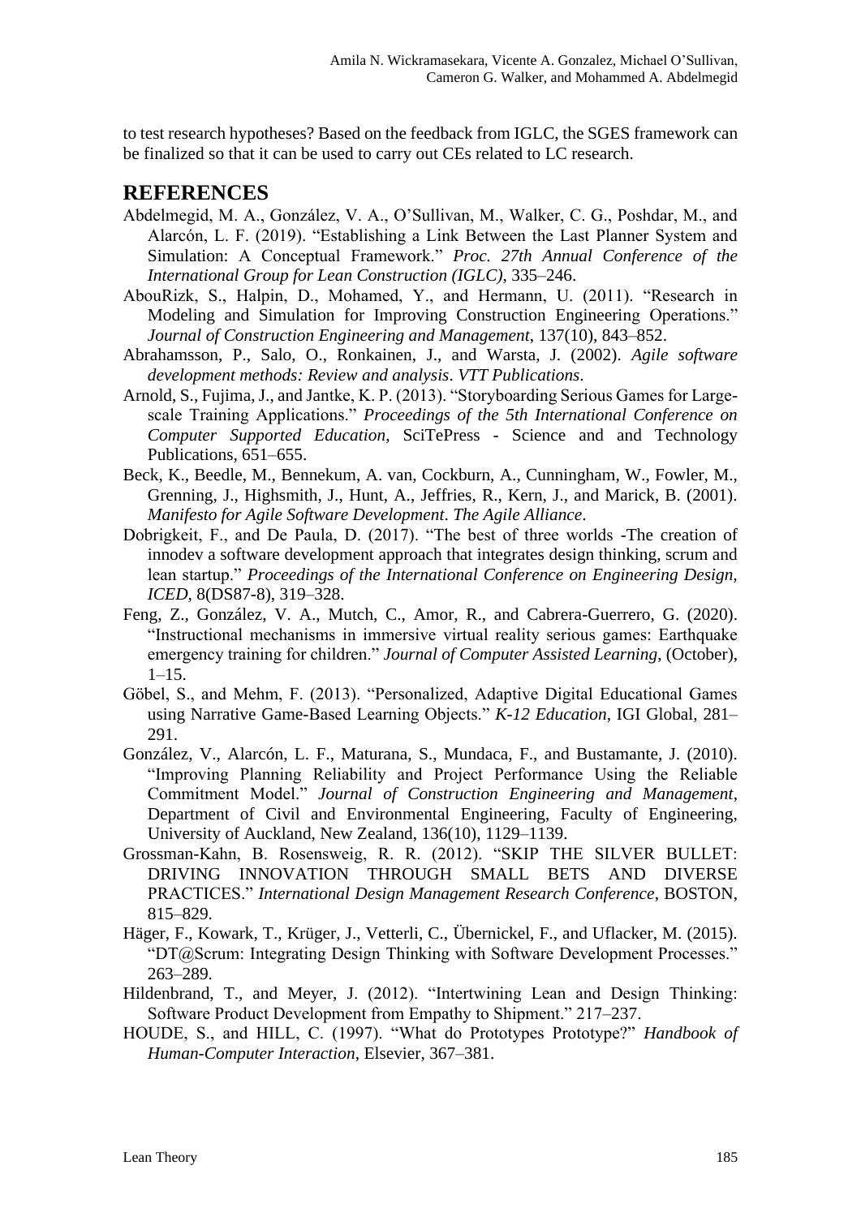to test research hypotheses? Based on the feedback from IGLC, the SGES framework can be finalized so that it can be used to carry out CEs related to LC research.

## REFERENCES

Abdelmegid, M. A., González, V. A., O'Sullivan, M., Walker, C. G., Poshdar, M., and Alarcón, L. F. (2019). "Establishing a Link Between the Last Planner System and Simulation: A Conceptual Framework." *Proc. 27th Annual Conference of the International Group for Lean Construction (IGLC)*, 335–246.

AbouRizk, S., Halpin, D., Mohamed, Y., and Hermann, U. (2011). "Research in Modeling and Simulation for Improving Construction Engineering Operations." *Journal of Construction Engineering and Management*, 137(10), 843–852.

Abrahamsson, P., Salo, O., Ronkainen, J., and Warsta, J. (2002). *Agile software development methods: Review and analysis*. *VTT Publications*.

Arnold, S., Fujima, J., and Jantke, K. P. (2013). "Storyboarding Serious Games for Large-scale Training Applications." *Proceedings of the 5th International Conference on Computer Supported Education*, SciTePress - Science and and Technology Publications, 651–655.

Beck, K., Beedle, M., Bennekum, A. van, Cockburn, A., Cunningham, W., Fowler, M., Grenning, J., Highsmith, J., Hunt, A., Jeffries, R., Kern, J., and Marick, B. (2001). *Manifesto for Agile Software Development*. *The Agile Alliance*.

Dobrigkeit, F., and De Paula, D. (2017). "The best of three worlds -The creation of innodev a software development approach that integrates design thinking, scrum and lean startup." *Proceedings of the International Conference on Engineering Design, ICED*, 8(DS87-8), 319–328.

Feng, Z., González, V. A., Mutch, C., Amor, R., and Cabrera-Guerrero, G. (2020). "Instructional mechanisms in immersive virtual reality serious games: Earthquake emergency training for children." *Journal of Computer Assisted Learning*, (October), 1–15.

Göbel, S., and Mehm, F. (2013). "Personalized, Adaptive Digital Educational Games using Narrative Game-Based Learning Objects." *K-12 Education*, IGI Global, 281–291.

González, V., Alarcón, L. F., Maturana, S., Mundaca, F., and Bustamante, J. (2010). "Improving Planning Reliability and Project Performance Using the Reliable Commitment Model." *Journal of Construction Engineering and Management*, Department of Civil and Environmental Engineering, Faculty of Engineering, University of Auckland, New Zealand, 136(10), 1129–1139.

Grossman-Kahn, B. Rosensweig, R. R. (2012). "SKIP THE SILVER BULLET: DRIVING INNOVATION THROUGH SMALL BETS AND DIVERSE PRACTICES." *International Design Management Research Conference*, BOSTON, 815–829.

Häger, F., Kowark, T., Krüger, J., Vetterli, C., Übernickel, F., and Uflacker, M. (2015). "DT@Scrum: Integrating Design Thinking with Software Development Processes." 263–289.

Hildenbrand, T., and Meyer, J. (2012). "Intertwining Lean and Design Thinking: Software Product Development from Empathy to Shipment." 217–237.

HOUDE, S., and HILL, C. (1997). "What do Prototypes Prototype?" *Handbook of Human-Computer Interaction*, Elsevier, 367–381.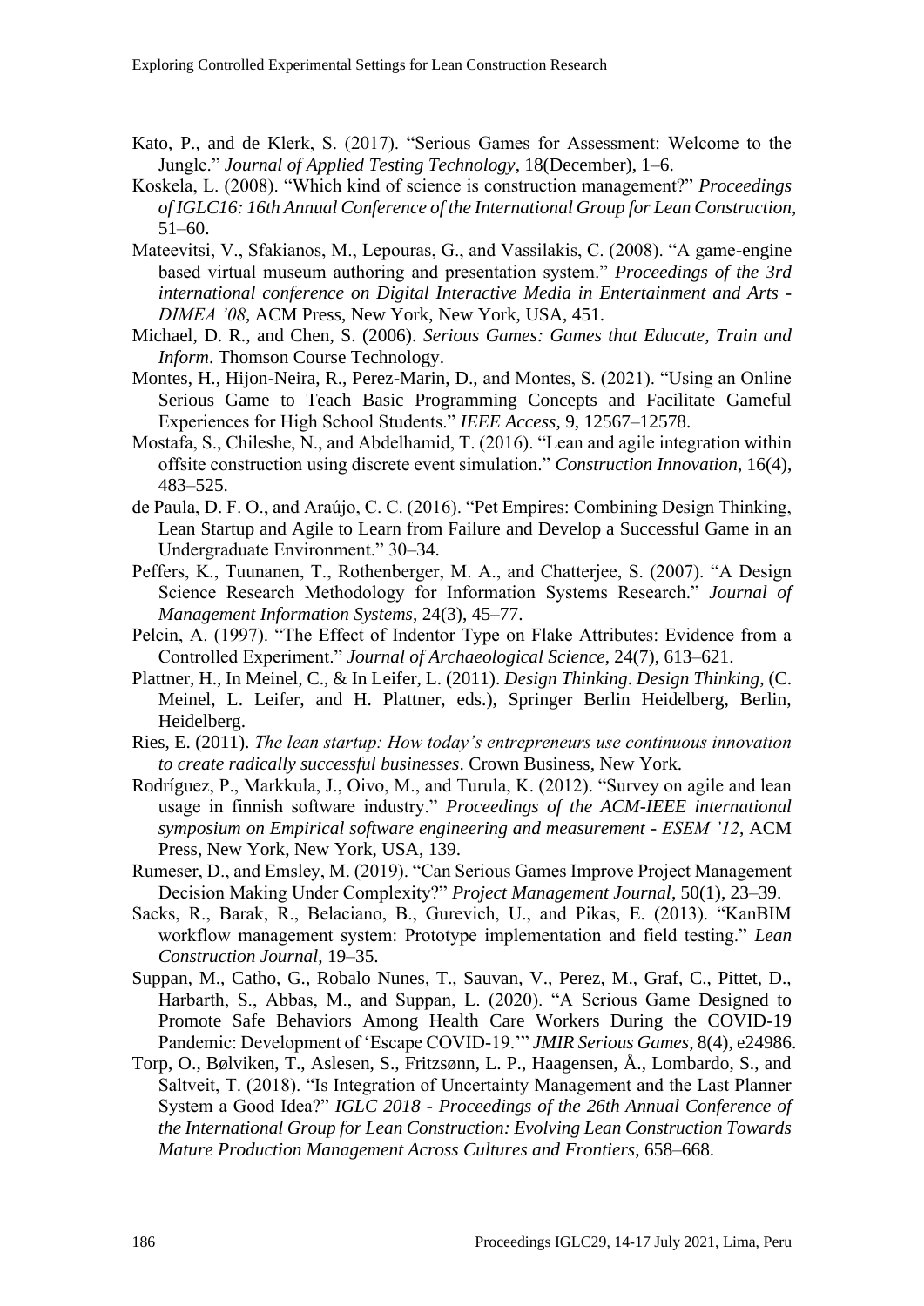Kato, P., and de Klerk, S. (2017). “Serious Games for Assessment: Welcome to the Jungle.” *Journal of Applied Testing Technology*, 18(December), 1–6.

Koskela, L. (2008). “Which kind of science is construction management?” *Proceedings of IGLC16: 16th Annual Conference of the International Group for Lean Construction*, 51–60.

Mateevitsi, V., Sfakianos, M., Lepouras, G., and Vassilakis, C. (2008). “A game-engine based virtual museum authoring and presentation system.” *Proceedings of the 3rd international conference on Digital Interactive Media in Entertainment and Arts - DIMEA ’08*, ACM Press, New York, New York, USA, 451.

Michael, D. R., and Chen, S. (2006). *Serious Games: Games that Educate, Train and Inform*. Thomson Course Technology.

Montes, H., Hijon-Neira, R., Perez-Marin, D., and Montes, S. (2021). “Using an Online Serious Game to Teach Basic Programming Concepts and Facilitate Gameful Experiences for High School Students.” *IEEE Access*, 9, 12567–12578.

Mostafa, S., Chileshe, N., and Abdelhamid, T. (2016). “Lean and agile integration within offsite construction using discrete event simulation.” *Construction Innovation*, 16(4), 483–525.

de Paula, D. F. O., and Araújo, C. C. (2016). “Pet Empires: Combining Design Thinking, Lean Startup and Agile to Learn from Failure and Develop a Successful Game in an Undergraduate Environment.” 30–34.

Peffers, K., Tuunanen, T., Rothenberger, M. A., and Chatterjee, S. (2007). “A Design Science Research Methodology for Information Systems Research.” *Journal of Management Information Systems*, 24(3), 45–77.

Pelcin, A. (1997). “The Effect of Indentor Type on Flake Attributes: Evidence from a Controlled Experiment.” *Journal of Archaeological Science*, 24(7), 613–621.

Plattner, H., In Meinel, C., & In Leifer, L. (2011). *Design Thinking*. *Design Thinking*, (C. Meinel, L. Leifer, and H. Plattner, eds.), Springer Berlin Heidelberg, Berlin, Heidelberg.

Ries, E. (2011). *The lean startup: How today’s entrepreneurs use continuous innovation to create radically successful businesses*. Crown Business, New York.

Rodríguez, P., Markkula, J., Oivo, M., and Turula, K. (2012). “Survey on agile and lean usage in finnish software industry.” *Proceedings of the ACM-IEEE international symposium on Empirical software engineering and measurement - ESEM ’12*, ACM Press, New York, New York, USA, 139.

Rumeser, D., and Emsley, M. (2019). “Can Serious Games Improve Project Management Decision Making Under Complexity?” *Project Management Journal*, 50(1), 23–39.

Sacks, R., Barak, R., Belaciano, B., Gurevich, U., and Pikas, E. (2013). “KanBIM workflow management system: Prototype implementation and field testing.” *Lean Construction Journal*, 19–35.

Suppan, M., Catho, G., Robalo Nunes, T., Sauvan, V., Perez, M., Graf, C., Pittet, D., Harbarth, S., Abbas, M., and Suppan, L. (2020). “A Serious Game Designed to Promote Safe Behaviors Among Health Care Workers During the COVID-19 Pandemic: Development of ‘Escape COVID-19.’” *JMIR Serious Games*, 8(4), e24986.

Torp, O., Bølviken, T., Aslesen, S., Fritzsønn, L. P., Haagensen, Å., Lombardo, S., and Saltveit, T. (2018). “Is Integration of Uncertainty Management and the Last Planner System a Good Idea?” *IGLC 2018 - Proceedings of the 26th Annual Conference of the International Group for Lean Construction: Evolving Lean Construction Towards Mature Production Management Across Cultures and Frontiers*, 658–668.